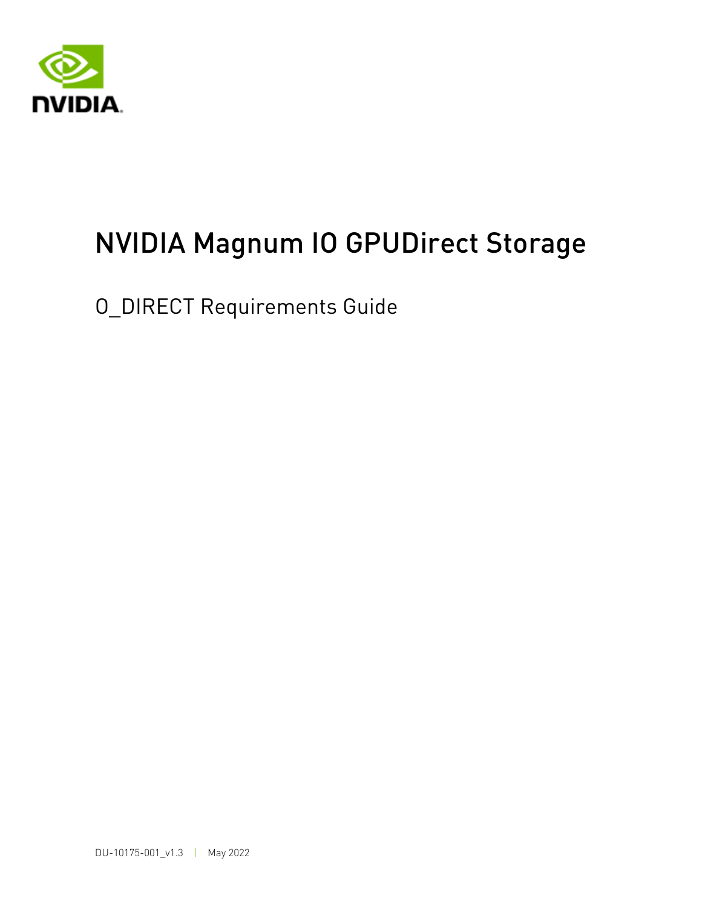# NVIDIA Magnum IO GPUDirect Storage

O_DIRECT Requirements Guide

DU-10175-001_v1.3 | May 2022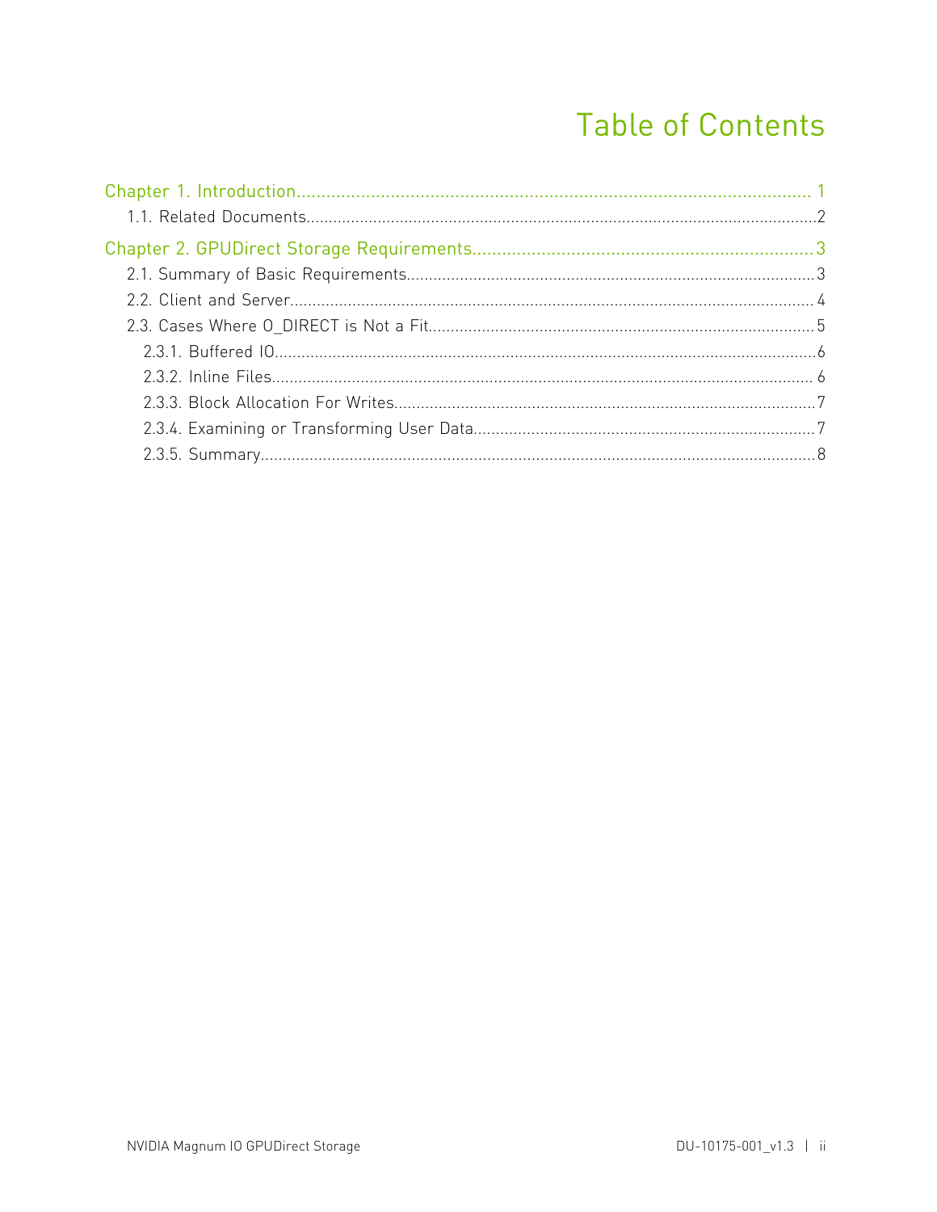# Table of Contents

Chapter 1. Introduction..................................................................................................... 1

1.1. Related Documents...................................................................................................2

Chapter 2. GPUDirect Storage Requirements..................................................................3

2.1. Summary of Basic Requirements..............................................................................3

2.2. Client and Server......................................................................................................4

2.3. Cases Where O_DIRECT is Not a Fit........................................................................5

2.3.1. Buffered IO..........................................................................................................6

2.3.2. Inline Files...........................................................................................................6

2.3.3. Block Allocation For Writes...................................................................................7

2.3.4. Examining or Transforming User Data.................................................................7

2.3.5. Summary..............................................................................................................8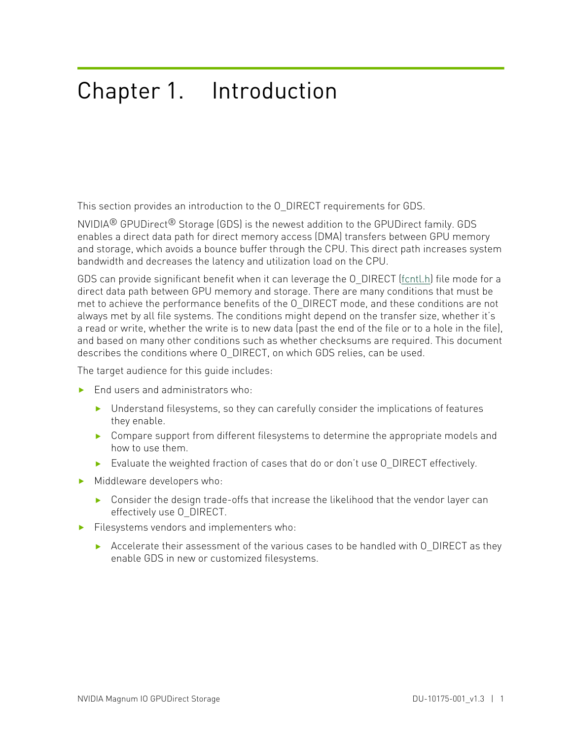# Chapter 1. Introduction

This section provides an introduction to the O_DIRECT requirements for GDS.

NVIDIA® GPUDirect® Storage (GDS) is the newest addition to the GPUDirect family. GDS enables a direct data path for direct memory access (DMA) transfers between GPU memory and storage, which avoids a bounce buffer through the CPU. This direct path increases system bandwidth and decreases the latency and utilization load on the CPU.

GDS can provide significant benefit when it can leverage the O_DIRECT (fcntl.h) file mode for a direct data path between GPU memory and storage. There are many conditions that must be met to achieve the performance benefits of the O_DIRECT mode, and these conditions are not always met by all file systems. The conditions might depend on the transfer size, whether it's a read or write, whether the write is to new data (past the end of the file or to a hole in the file), and based on many other conditions such as whether checksums are required. This document describes the conditions where O_DIRECT, on which GDS relies, can be used.

The target audience for this guide includes:

- End users and administrators who:
  - Understand filesystems, so they can carefully consider the implications of features they enable.
  - Compare support from different filesystems to determine the appropriate models and how to use them.
  - Evaluate the weighted fraction of cases that do or don't use O_DIRECT effectively.
- Middleware developers who:
  - Consider the design trade-offs that increase the likelihood that the vendor layer can effectively use O_DIRECT.
- Filesystems vendors and implementers who:
  - Accelerate their assessment of the various cases to be handled with O_DIRECT as they enable GDS in new or customized filesystems.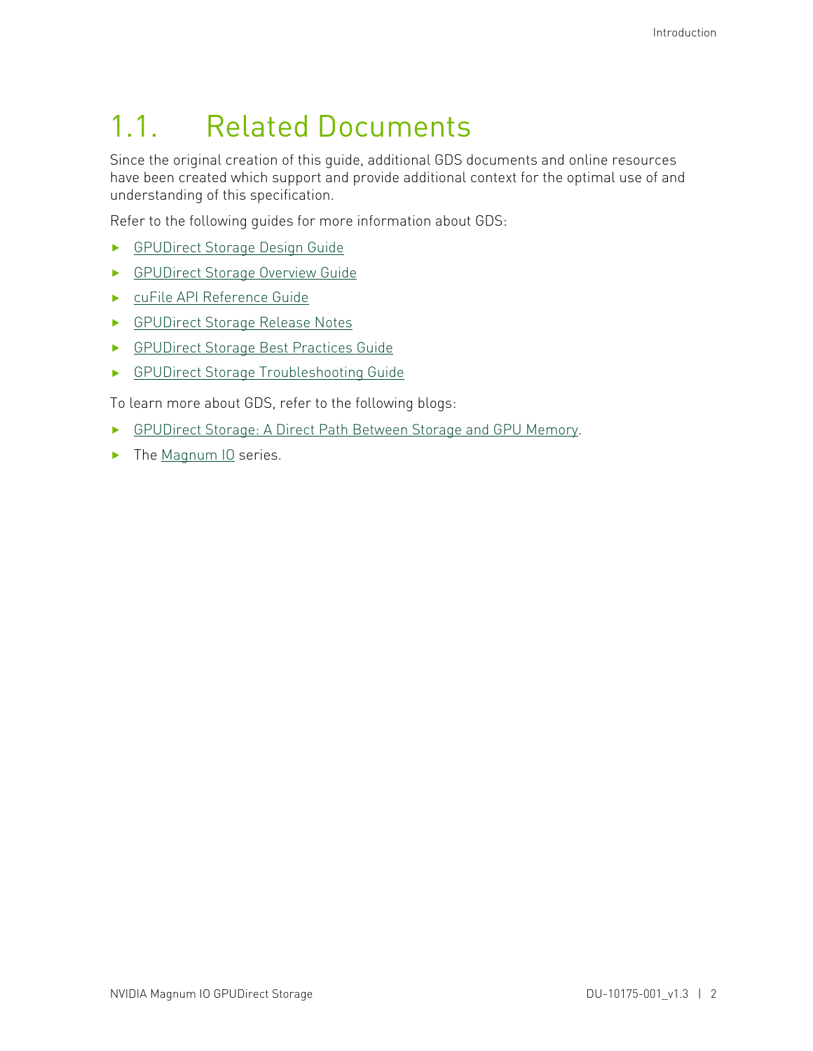## 1.1. Related Documents

Since the original creation of this guide, additional GDS documents and online resources have been created which support and provide additional context for the optimal use of and understanding of this specification.

Refer to the following guides for more information about GDS:

- GPUDirect Storage Design Guide
- GPUDirect Storage Overview Guide
- cuFile API Reference Guide
- GPUDirect Storage Release Notes
- GPUDirect Storage Best Practices Guide
- GPUDirect Storage Troubleshooting Guide

To learn more about GDS, refer to the following blogs:

- GPUDirect Storage: A Direct Path Between Storage and GPU Memory.
- The Magnum IO series.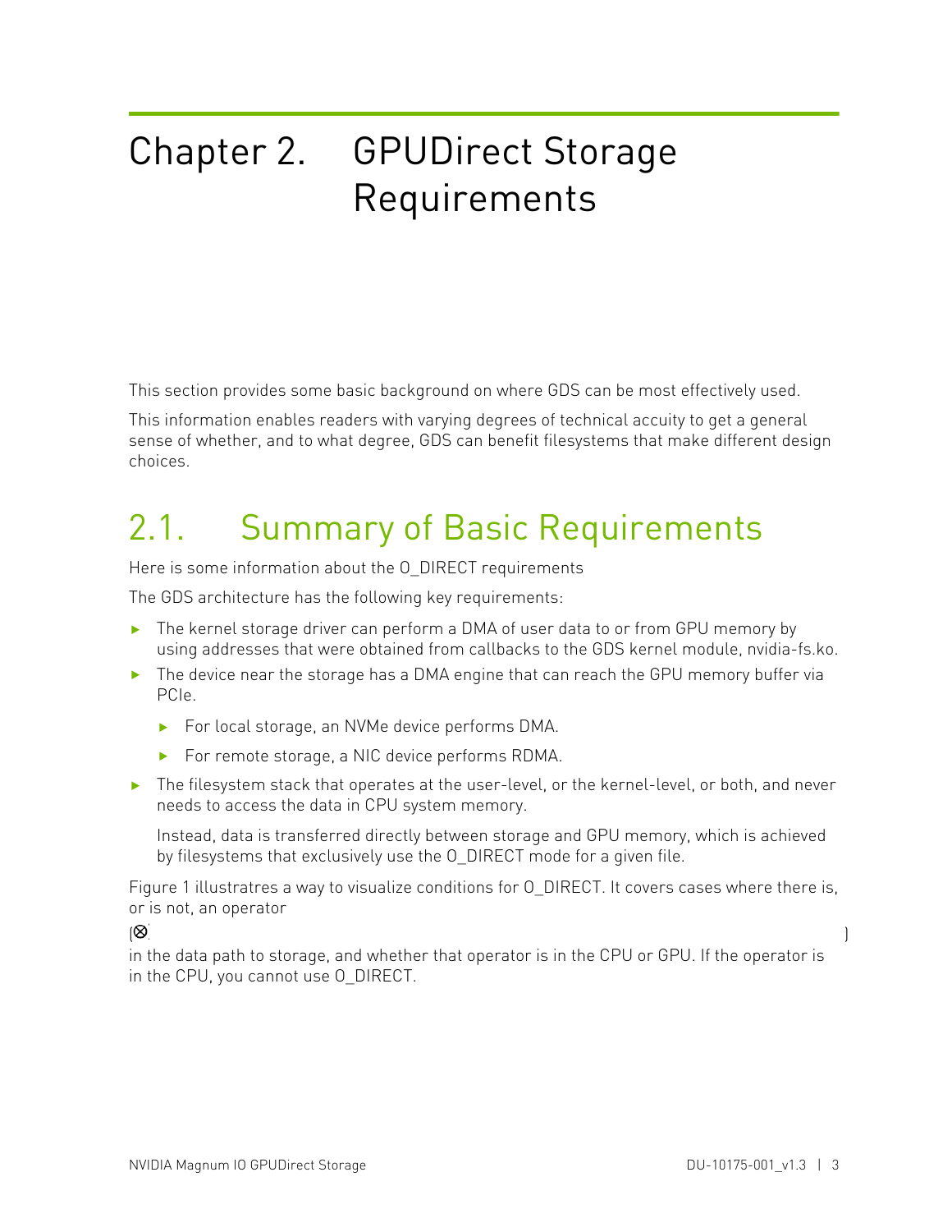# Chapter 2. GPUDirect Storage Requirements

This section provides some basic background on where GDS can be most effectively used.

This information enables readers with varying degrees of technical accuity to get a general sense of whether, and to what degree, GDS can benefit filesystems that make different design choices.

## 2.1. Summary of Basic Requirements

Here is some information about the O_DIRECT requirements

The GDS architecture has the following key requirements:

- The kernel storage driver can perform a DMA of user data to or from GPU memory by using addresses that were obtained from callbacks to the GDS kernel module, nvidia-fs.ko.
- The device near the storage has a DMA engine that can reach the GPU memory buffer via PCIe.
  - For local storage, an NVMe device performs DMA.
  - For remote storage, a NIC device performs RDMA.
- The filesystem stack that operates at the user-level, or the kernel-level, or both, and never needs to access the data in CPU system memory.

  Instead, data is transferred directly between storage and GPU memory, which is achieved by filesystems that exclusively use the O_DIRECT mode for a given file.

Figure 1 illustratres a way to visualize conditions for O_DIRECT. It covers cases where there is, or is not, an operator

(⊗)

in the data path to storage, and whether that operator is in the CPU or GPU. If the operator is in the CPU, you cannot use O_DIRECT.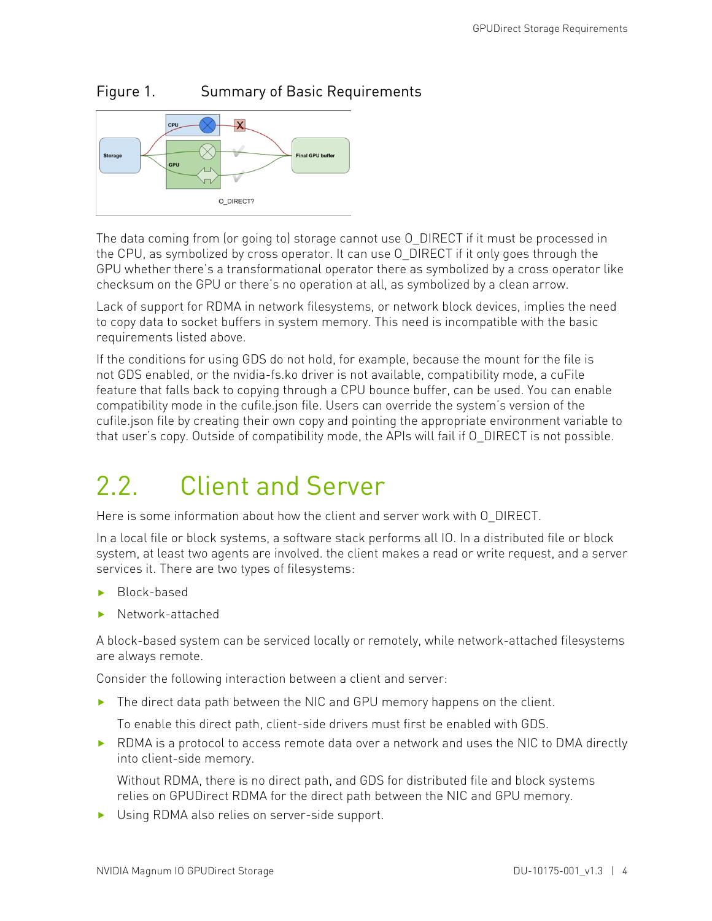Figure 1. Summary of Basic Requirements

The data coming from (or going to) storage cannot use O_DIRECT if it must be processed in the CPU, as symbolized by cross operator. It can use O_DIRECT if it only goes through the GPU whether there's a transformational operator there as symbolized by a cross operator like checksum on the GPU or there's no operation at all, as symbolized by a clean arrow.

Lack of support for RDMA in network filesystems, or network block devices, implies the need to copy data to socket buffers in system memory. This need is incompatible with the basic requirements listed above.

If the conditions for using GDS do not hold, for example, because the mount for the file is not GDS enabled, or the nvidia-fs.ko driver is not available, compatibility mode, a cuFile feature that falls back to copying through a CPU bounce buffer, can be used. You can enable compatibility mode in the cufile.json file. Users can override the system's version of the cufile.json file by creating their own copy and pointing the appropriate environment variable to that user's copy. Outside of compatibility mode, the APIs will fail if O_DIRECT is not possible.

## 2.2. Client and Server

Here is some information about how the client and server work with O_DIRECT.

In a local file or block systems, a software stack performs all IO. In a distributed file or block system, at least two agents are involved. the client makes a read or write request, and a server services it. There are two types of filesystems:

- Block-based
- Network-attached

A block-based system can be serviced locally or remotely, while network-attached filesystems are always remote.

Consider the following interaction between a client and server:

- The direct data path between the NIC and GPU memory happens on the client.

  To enable this direct path, client-side drivers must first be enabled with GDS.

- RDMA is a protocol to access remote data over a network and uses the NIC to DMA directly into client-side memory.

  Without RDMA, there is no direct path, and GDS for distributed file and block systems relies on GPUDirect RDMA for the direct path between the NIC and GPU memory.

- Using RDMA also relies on server-side support.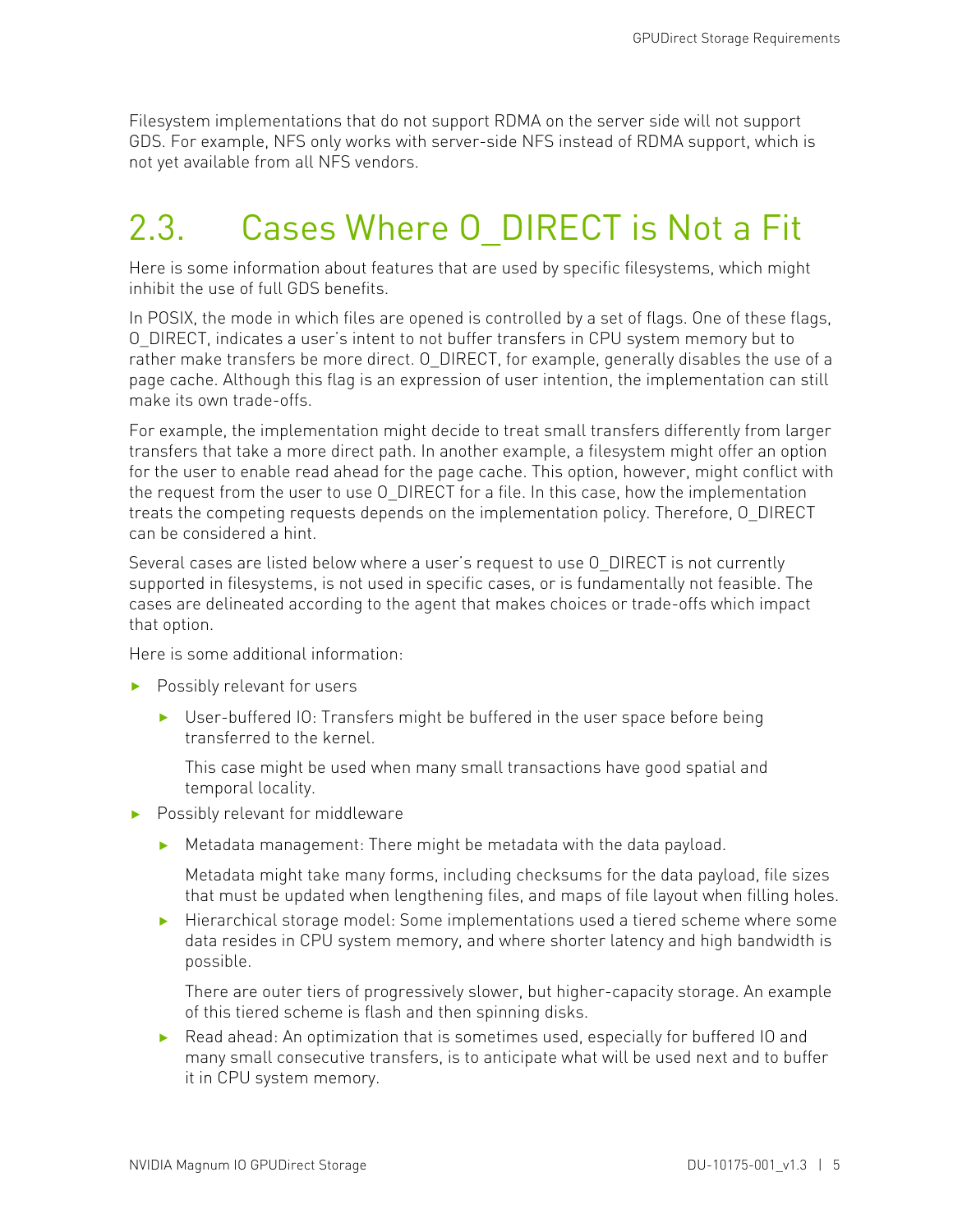Filesystem implementations that do not support RDMA on the server side will not support GDS. For example, NFS only works with server-side NFS instead of RDMA support, which is not yet available from all NFS vendors.

## 2.3. Cases Where O_DIRECT is Not a Fit

Here is some information about features that are used by specific filesystems, which might inhibit the use of full GDS benefits.

In POSIX, the mode in which files are opened is controlled by a set of flags. One of these flags, O_DIRECT, indicates a user's intent to not buffer transfers in CPU system memory but to rather make transfers be more direct. O_DIRECT, for example, generally disables the use of a page cache. Although this flag is an expression of user intention, the implementation can still make its own trade-offs.

For example, the implementation might decide to treat small transfers differently from larger transfers that take a more direct path. In another example, a filesystem might offer an option for the user to enable read ahead for the page cache. This option, however, might conflict with the request from the user to use O_DIRECT for a file. In this case, how the implementation treats the competing requests depends on the implementation policy. Therefore, O_DIRECT can be considered a hint.

Several cases are listed below where a user's request to use O_DIRECT is not currently supported in filesystems, is not used in specific cases, or is fundamentally not feasible. The cases are delineated according to the agent that makes choices or trade-offs which impact that option.

Here is some additional information:

- Possibly relevant for users
  - User-buffered IO: Transfers might be buffered in the user space before being transferred to the kernel.

    This case might be used when many small transactions have good spatial and temporal locality.
- Possibly relevant for middleware
  - Metadata management: There might be metadata with the data payload.

    Metadata might take many forms, including checksums for the data payload, file sizes that must be updated when lengthening files, and maps of file layout when filling holes.
  - Hierarchical storage model: Some implementations used a tiered scheme where some data resides in CPU system memory, and where shorter latency and high bandwidth is possible.

    There are outer tiers of progressively slower, but higher-capacity storage. An example of this tiered scheme is flash and then spinning disks.
  - Read ahead: An optimization that is sometimes used, especially for buffered IO and many small consecutive transfers, is to anticipate what will be used next and to buffer it in CPU system memory.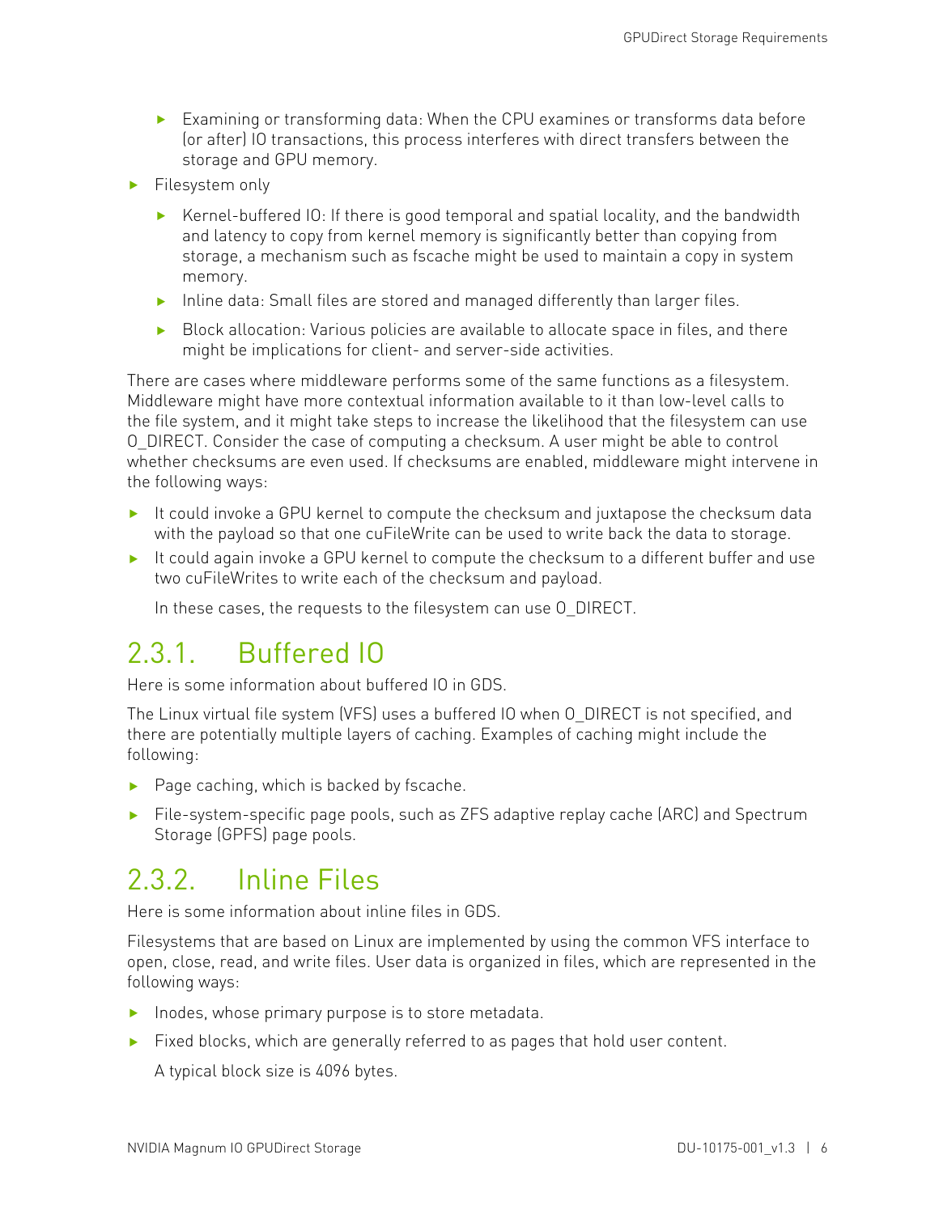- Examining or transforming data: When the CPU examines or transforms data before (or after) IO transactions, this process interferes with direct transfers between the storage and GPU memory.

- Filesystem only
  - Kernel-buffered IO: If there is good temporal and spatial locality, and the bandwidth and latency to copy from kernel memory is significantly better than copying from storage, a mechanism such as fscache might be used to maintain a copy in system memory.
  - Inline data: Small files are stored and managed differently than larger files.
  - Block allocation: Various policies are available to allocate space in files, and there might be implications for client- and server-side activities.

There are cases where middleware performs some of the same functions as a filesystem. Middleware might have more contextual information available to it than low-level calls to the file system, and it might take steps to increase the likelihood that the filesystem can use O_DIRECT. Consider the case of computing a checksum. A user might be able to control whether checksums are even used. If checksums are enabled, middleware might intervene in the following ways:

- It could invoke a GPU kernel to compute the checksum and juxtapose the checksum data with the payload so that one cuFileWrite can be used to write back the data to storage.
- It could again invoke a GPU kernel to compute the checksum to a different buffer and use two cuFileWrites to write each of the checksum and payload.

  In these cases, the requests to the filesystem can use O_DIRECT.

## 2.3.1. Buffered IO

Here is some information about buffered IO in GDS.

The Linux virtual file system (VFS) uses a buffered IO when O_DIRECT is not specified, and there are potentially multiple layers of caching. Examples of caching might include the following:

- Page caching, which is backed by fscache.
- File-system-specific page pools, such as ZFS adaptive replay cache (ARC) and Spectrum Storage (GPFS) page pools.

## 2.3.2. Inline Files

Here is some information about inline files in GDS.

Filesystems that are based on Linux are implemented by using the common VFS interface to open, close, read, and write files. User data is organized in files, which are represented in the following ways:

- Inodes, whose primary purpose is to store metadata.
- Fixed blocks, which are generally referred to as pages that hold user content.

  A typical block size is 4096 bytes.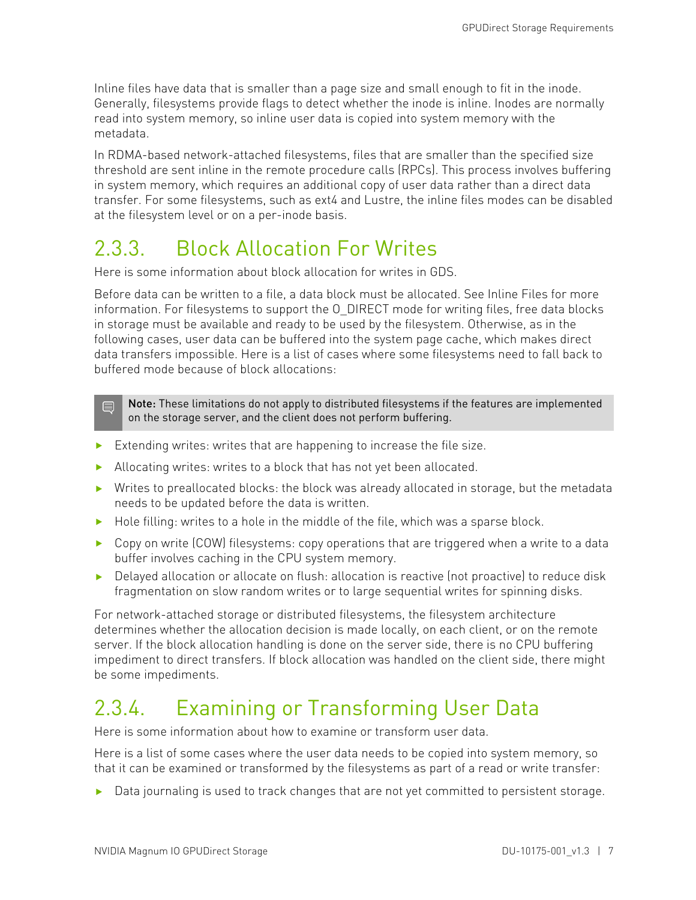Inline files have data that is smaller than a page size and small enough to fit in the inode. Generally, filesystems provide flags to detect whether the inode is inline. Inodes are normally read into system memory, so inline user data is copied into system memory with the metadata.

In RDMA-based network-attached filesystems, files that are smaller than the specified size threshold are sent inline in the remote procedure calls (RPCs). This process involves buffering in system memory, which requires an additional copy of user data rather than a direct data transfer. For some filesystems, such as ext4 and Lustre, the inline files modes can be disabled at the filesystem level or on a per-inode basis.

## 2.3.3. Block Allocation For Writes

Here is some information about block allocation for writes in GDS.

Before data can be written to a file, a data block must be allocated. See Inline Files for more information. For filesystems to support the O_DIRECT mode for writing files, free data blocks in storage must be available and ready to be used by the filesystem. Otherwise, as in the following cases, user data can be buffered into the system page cache, which makes direct data transfers impossible. Here is a list of cases where some filesystems need to fall back to buffered mode because of block allocations:

> **Note:** These limitations do not apply to distributed filesystems if the features are implemented on the storage server, and the client does not perform buffering.

- Extending writes: writes that are happening to increase the file size.
- Allocating writes: writes to a block that has not yet been allocated.
- Writes to preallocated blocks: the block was already allocated in storage, but the metadata needs to be updated before the data is written.
- Hole filling: writes to a hole in the middle of the file, which was a sparse block.
- Copy on write (COW) filesystems: copy operations that are triggered when a write to a data buffer involves caching in the CPU system memory.
- Delayed allocation or allocate on flush: allocation is reactive (not proactive) to reduce disk fragmentation on slow random writes or to large sequential writes for spinning disks.

For network-attached storage or distributed filesystems, the filesystem architecture determines whether the allocation decision is made locally, on each client, or on the remote server. If the block allocation handling is done on the server side, there is no CPU buffering impediment to direct transfers. If block allocation was handled on the client side, there might be some impediments.

## 2.3.4. Examining or Transforming User Data

Here is some information about how to examine or transform user data.

Here is a list of some cases where the user data needs to be copied into system memory, so that it can be examined or transformed by the filesystems as part of a read or write transfer:

- Data journaling is used to track changes that are not yet committed to persistent storage.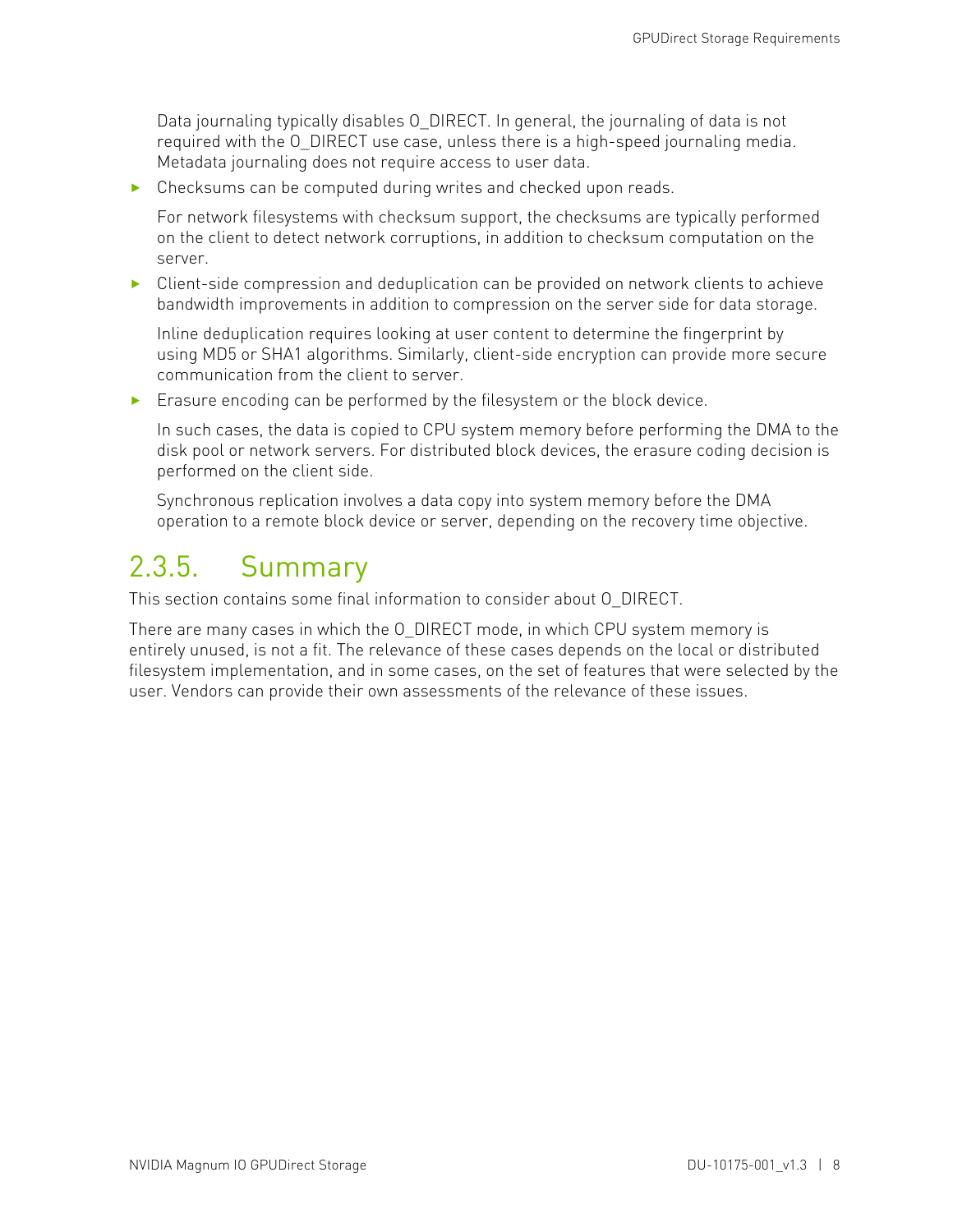Data journaling typically disables O_DIRECT. In general, the journaling of data is not required with the O_DIRECT use case, unless there is a high-speed journaling media. Metadata journaling does not require access to user data.

- Checksums can be computed during writes and checked upon reads.

  For network filesystems with checksum support, the checksums are typically performed on the client to detect network corruptions, in addition to checksum computation on the server.

- Client-side compression and deduplication can be provided on network clients to achieve bandwidth improvements in addition to compression on the server side for data storage.

  Inline deduplication requires looking at user content to determine the fingerprint by using MD5 or SHA1 algorithms. Similarly, client-side encryption can provide more secure communication from the client to server.

- Erasure encoding can be performed by the filesystem or the block device.

  In such cases, the data is copied to CPU system memory before performing the DMA to the disk pool or network servers. For distributed block devices, the erasure coding decision is performed on the client side.

  Synchronous replication involves a data copy into system memory before the DMA operation to a remote block device or server, depending on the recovery time objective.

### 2.3.5. Summary

This section contains some final information to consider about O_DIRECT.

There are many cases in which the O_DIRECT mode, in which CPU system memory is entirely unused, is not a fit. The relevance of these cases depends on the local or distributed filesystem implementation, and in some cases, on the set of features that were selected by the user. Vendors can provide their own assessments of the relevance of these issues.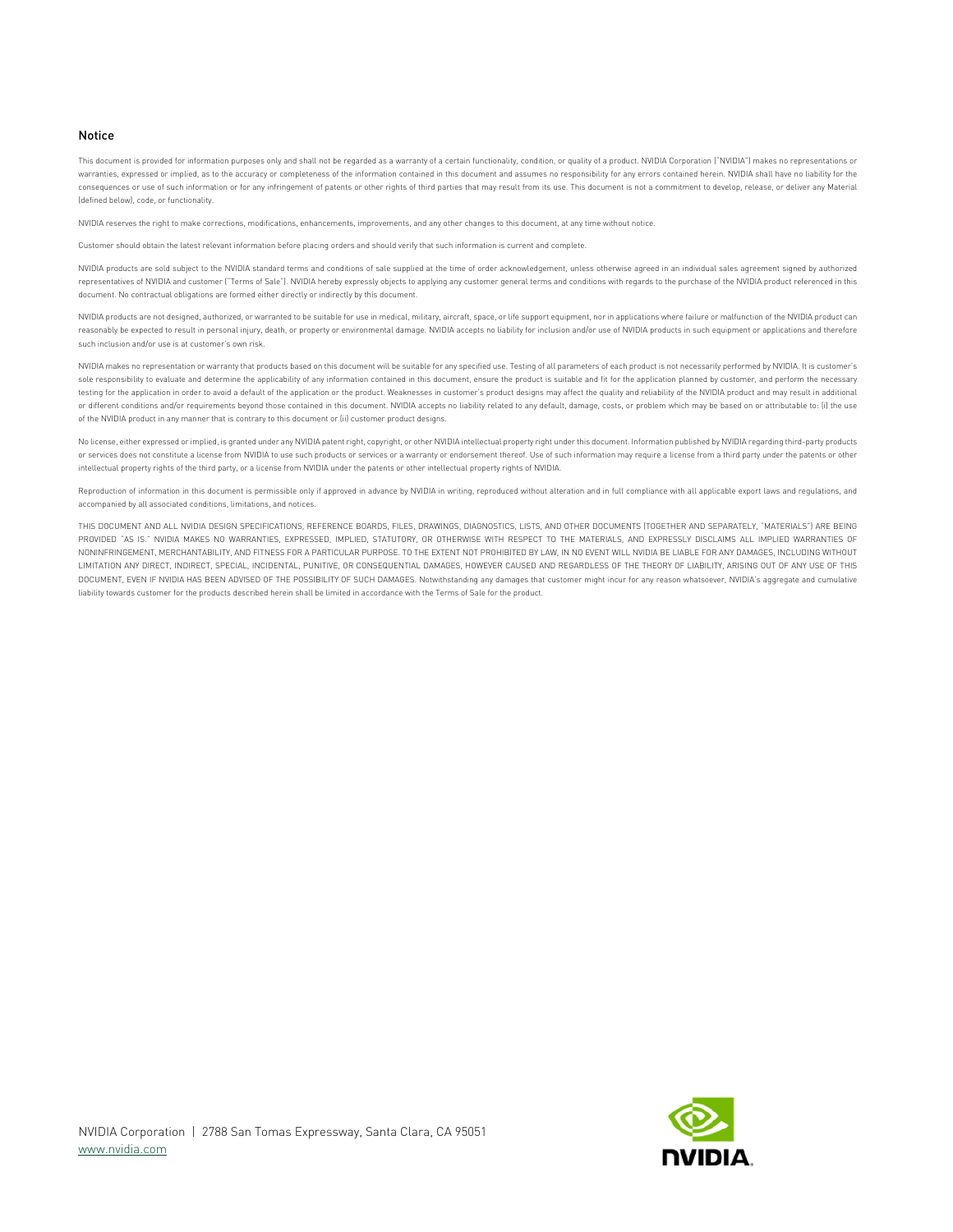## Notice

This document is provided for information purposes only and shall not be regarded as a warranty of a certain functionality, condition, or quality of a product. NVIDIA Corporation ("NVIDIA") makes no representations or warranties, expressed or implied, as to the accuracy or completeness of the information contained in this document and assumes no responsibility for any errors contained herein. NVIDIA shall have no liability for the consequences or use of such information or for any infringement of patents or other rights of third parties that may result from its use. This document is not a commitment to develop, release, or deliver any Material (defined below), code, or functionality.

NVIDIA reserves the right to make corrections, modifications, enhancements, improvements, and any other changes to this document, at any time without notice.

Customer should obtain the latest relevant information before placing orders and should verify that such information is current and complete.

NVIDIA products are sold subject to the NVIDIA standard terms and conditions of sale supplied at the time of order acknowledgement, unless otherwise agreed in an individual sales agreement signed by authorized representatives of NVIDIA and customer ("Terms of Sale"). NVIDIA hereby expressly objects to applying any customer general terms and conditions with regards to the purchase of the NVIDIA product referenced in this document. No contractual obligations are formed either directly or indirectly by this document.

NVIDIA products are not designed, authorized, or warranted to be suitable for use in medical, military, aircraft, space, or life support equipment, nor in applications where failure or malfunction of the NVIDIA product can reasonably be expected to result in personal injury, death, or property or environmental damage. NVIDIA accepts no liability for inclusion and/or use of NVIDIA products in such equipment or applications and therefore such inclusion and/or use is at customer's own risk.

NVIDIA makes no representation or warranty that products based on this document will be suitable for any specified use. Testing of all parameters of each product is not necessarily performed by NVIDIA. It is customer's sole responsibility to evaluate and determine the applicability of any information contained in this document, ensure the product is suitable and fit for the application planned by customer, and perform the necessary testing for the application in order to avoid a default of the application or the product. Weaknesses in customer's product designs may affect the quality and reliability of the NVIDIA product and may result in additional or different conditions and/or requirements beyond those contained in this document. NVIDIA accepts no liability related to any default, damage, costs, or problem which may be based on or attributable to: (i) the use of the NVIDIA product in any manner that is contrary to this document or (ii) customer product designs.

No license, either expressed or implied, is granted under any NVIDIA patent right, copyright, or other NVIDIA intellectual property right under this document. Information published by NVIDIA regarding third-party products or services does not constitute a license from NVIDIA to use such products or services or a warranty or endorsement thereof. Use of such information may require a license from a third party under the patents or other intellectual property rights of the third party, or a license from NVIDIA under the patents or other intellectual property rights of NVIDIA.

Reproduction of information in this document is permissible only if approved in advance by NVIDIA in writing, reproduced without alteration and in full compliance with all applicable export laws and regulations, and accompanied by all associated conditions, limitations, and notices.

THIS DOCUMENT AND ALL NVIDIA DESIGN SPECIFICATIONS, REFERENCE BOARDS, FILES, DRAWINGS, DIAGNOSTICS, LISTS, AND OTHER DOCUMENTS (TOGETHER AND SEPARATELY, "MATERIALS") ARE BEING PROVIDED "AS IS." NVIDIA MAKES NO WARRANTIES, EXPRESSED, IMPLIED, STATUTORY, OR OTHERWISE WITH RESPECT TO THE MATERIALS, AND EXPRESSLY DISCLAIMS ALL IMPLIED WARRANTIES OF NONINFRINGEMENT, MERCHANTABILITY, AND FITNESS FOR A PARTICULAR PURPOSE. TO THE EXTENT NOT PROHIBITED BY LAW, IN NO EVENT WILL NVIDIA BE LIABLE FOR ANY DAMAGES, INCLUDING WITHOUT LIMITATION ANY DIRECT, INDIRECT, SPECIAL, INCIDENTAL, PUNITIVE, OR CONSEQUENTIAL DAMAGES, HOWEVER CAUSED AND REGARDLESS OF THE THEORY OF LIABILITY, ARISING OUT OF ANY USE OF THIS DOCUMENT, EVEN IF NVIDIA HAS BEEN ADVISED OF THE POSSIBILITY OF SUCH DAMAGES. Notwithstanding any damages that customer might incur for any reason whatsoever, NVIDIA's aggregate and cumulative liability towards customer for the products described herein shall be limited in accordance with the Terms of Sale for the product.

NVIDIA Corporation | 2788 San Tomas Expressway, Santa Clara, CA 95051
www.nvidia.com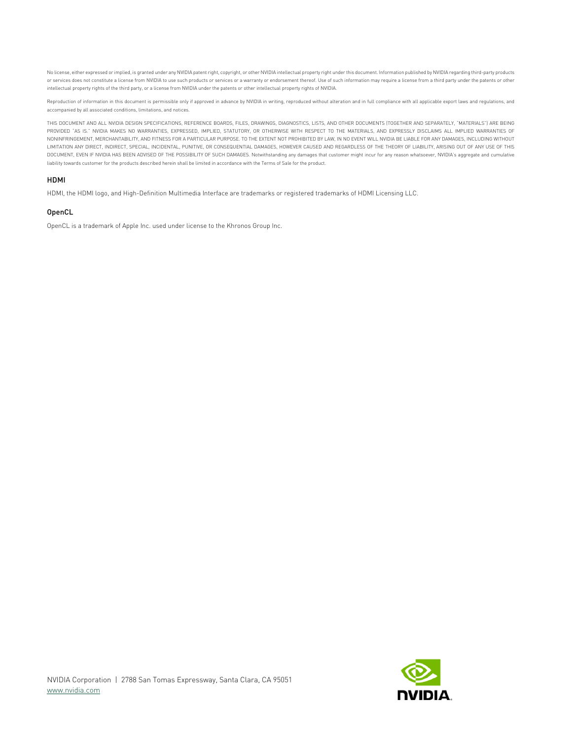No license, either expressed or implied, is granted under any NVIDIA patent right, copyright, or other NVIDIA intellectual property right under this document. Information published by NVIDIA regarding third-party products or services does not constitute a license from NVIDIA to use such products or services or a warranty or endorsement thereof. Use of such information may require a license from a third party under the patents or other intellectual property rights of the third party, or a license from NVIDIA under the patents or other intellectual property rights of NVIDIA.

Reproduction of information in this document is permissible only if approved in advance by NVIDIA in writing, reproduced without alteration and in full compliance with all applicable export laws and regulations, and accompanied by all associated conditions, limitations, and notices.

THIS DOCUMENT AND ALL NVIDIA DESIGN SPECIFICATIONS, REFERENCE BOARDS, FILES, DRAWINGS, DIAGNOSTICS, LISTS, AND OTHER DOCUMENTS (TOGETHER AND SEPARATELY, "MATERIALS") ARE BEING PROVIDED "AS IS." NVIDIA MAKES NO WARRANTIES, EXPRESSED, IMPLIED, STATUTORY, OR OTHERWISE WITH RESPECT TO THE MATERIALS, AND EXPRESSLY DISCLAIMS ALL IMPLIED WARRANTIES OF NONINFRINGEMENT, MERCHANTABILITY, AND FITNESS FOR A PARTICULAR PURPOSE. TO THE EXTENT NOT PROHIBITED BY LAW, IN NO EVENT WILL NVIDIA BE LIABLE FOR ANY DAMAGES, INCLUDING WITHOUT LIMITATION ANY DIRECT, INDIRECT, SPECIAL, INCIDENTAL, PUNITIVE, OR CONSEQUENTIAL DAMAGES, HOWEVER CAUSED AND REGARDLESS OF THE THEORY OF LIABILITY, ARISING OUT OF ANY USE OF THIS DOCUMENT, EVEN IF NVIDIA HAS BEEN ADVISED OF THE POSSIBILITY OF SUCH DAMAGES. Notwithstanding any damages that customer might incur for any reason whatsoever, NVIDIA's aggregate and cumulative liability towards customer for the products described herein shall be limited in accordance with the Terms of Sale for the product.

### HDMI

HDMI, the HDMI logo, and High-Definition Multimedia Interface are trademarks or registered trademarks of HDMI Licensing LLC.

### OpenCL

OpenCL is a trademark of Apple Inc. used under license to the Khronos Group Inc.

NVIDIA Corporation | 2788 San Tomas Expressway, Santa Clara, CA 95051
www.nvidia.com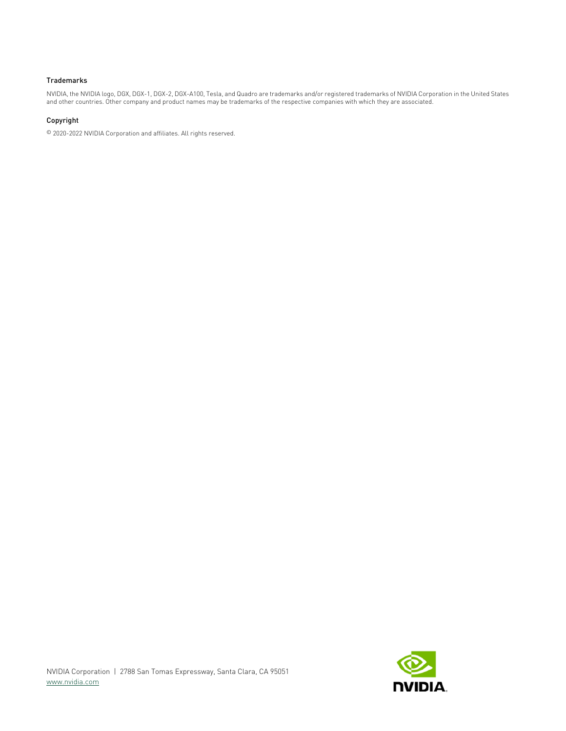### Trademarks

NVIDIA, the NVIDIA logo, DGX, DGX-1, DGX-2, DGX-A100, Tesla, and Quadro are trademarks and/or registered trademarks of NVIDIA Corporation in the United States and other countries. Other company and product names may be trademarks of the respective companies with which they are associated.

### Copyright

© 2020-2022 NVIDIA Corporation and affiliates. All rights reserved.

NVIDIA Corporation | 2788 San Tomas Expressway, Santa Clara, CA 95051
www.nvidia.com